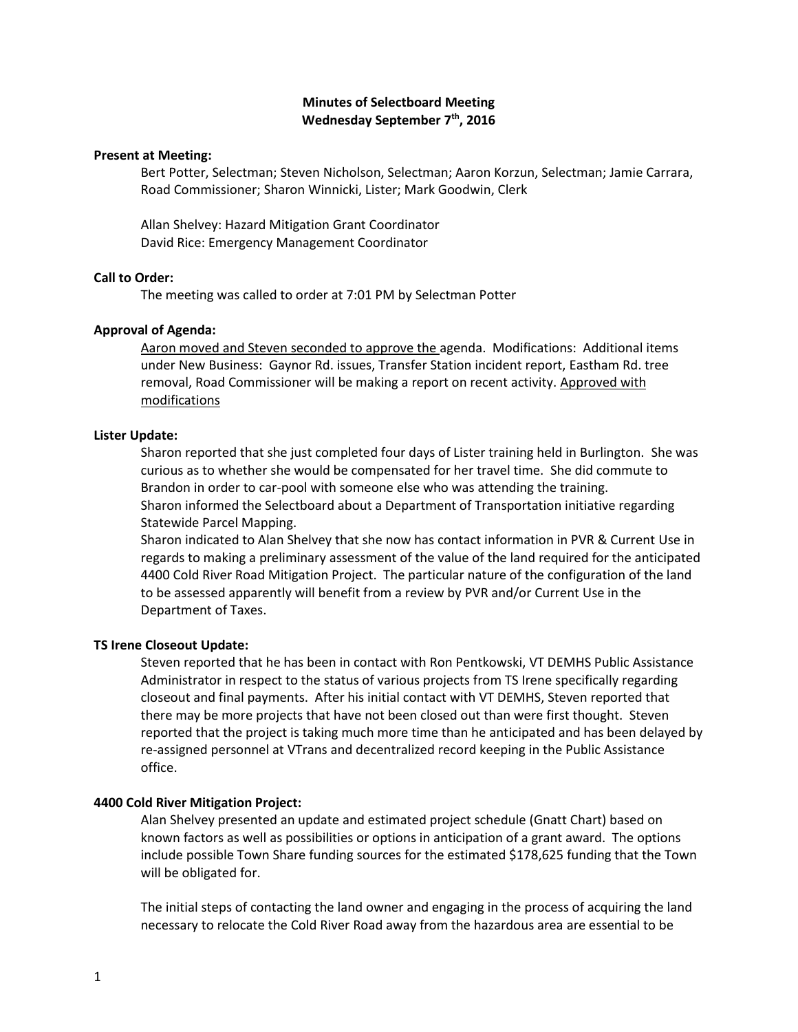# Minutes of Selectboard Meeting
## Wednesday September 7th, 2016

**Present at Meeting:**

Bert Potter, Selectman; Steven Nicholson, Selectman; Aaron Korzun, Selectman; Jamie Carrara, Road Commissioner; Sharon Winnicki, Lister; Mark Goodwin, Clerk

Allan Shelvey: Hazard Mitigation Grant Coordinator
David Rice: Emergency Management Coordinator

**Call to Order:**

The meeting was called to order at 7:01 PM by Selectman Potter

**Approval of Agenda:**

Aaron moved and Steven seconded to approve the agenda. Modifications: Additional items under New Business: Gaynor Rd. issues, Transfer Station incident report, Eastham Rd. tree removal, Road Commissioner will be making a report on recent activity. Approved with modifications

**Lister Update:**

Sharon reported that she just completed four days of Lister training held in Burlington. She was curious as to whether she would be compensated for her travel time. She did commute to Brandon in order to car-pool with someone else who was attending the training.
Sharon informed the Selectboard about a Department of Transportation initiative regarding Statewide Parcel Mapping.
Sharon indicated to Alan Shelvey that she now has contact information in PVR & Current Use in regards to making a preliminary assessment of the value of the land required for the anticipated 4400 Cold River Road Mitigation Project. The particular nature of the configuration of the land to be assessed apparently will benefit from a review by PVR and/or Current Use in the Department of Taxes.

**TS Irene Closeout Update:**

Steven reported that he has been in contact with Ron Pentkowski, VT DEMHS Public Assistance Administrator in respect to the status of various projects from TS Irene specifically regarding closeout and final payments. After his initial contact with VT DEMHS, Steven reported that there may be more projects that have not been closed out than were first thought. Steven reported that the project is taking much more time than he anticipated and has been delayed by re-assigned personnel at VTrans and decentralized record keeping in the Public Assistance office.

**4400 Cold River Mitigation Project:**

Alan Shelvey presented an update and estimated project schedule (Gnatt Chart) based on known factors as well as possibilities or options in anticipation of a grant award. The options include possible Town Share funding sources for the estimated $178,625 funding that the Town will be obligated for.

The initial steps of contacting the land owner and engaging in the process of acquiring the land necessary to relocate the Cold River Road away from the hazardous area are essential to be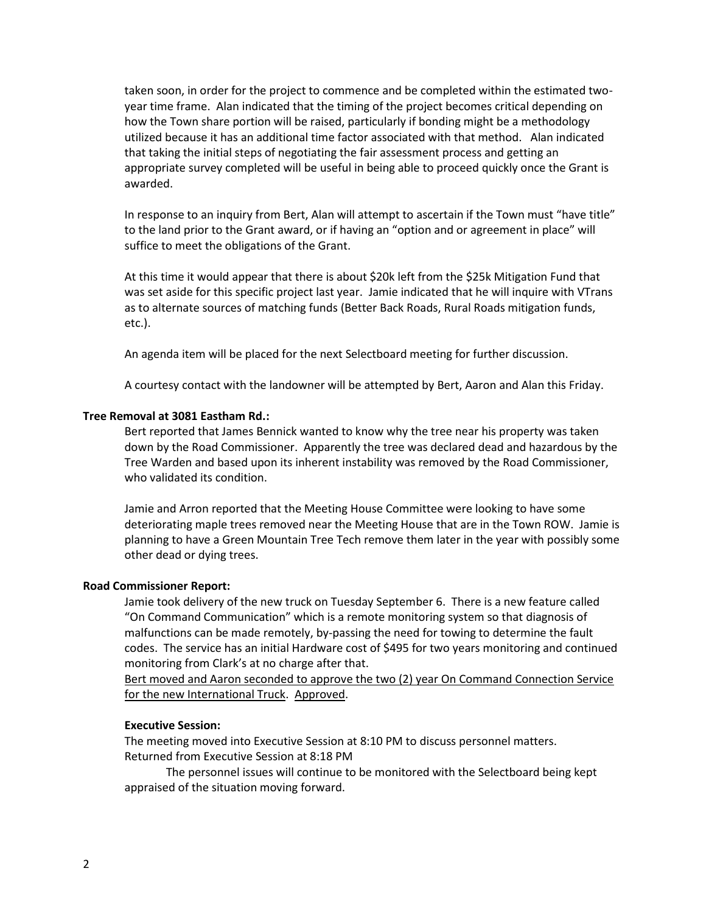taken soon, in order for the project to commence and be completed within the estimated two-year time frame. Alan indicated that the timing of the project becomes critical depending on how the Town share portion will be raised, particularly if bonding might be a methodology utilized because it has an additional time factor associated with that method. Alan indicated that taking the initial steps of negotiating the fair assessment process and getting an appropriate survey completed will be useful in being able to proceed quickly once the Grant is awarded.

In response to an inquiry from Bert, Alan will attempt to ascertain if the Town must "have title" to the land prior to the Grant award, or if having an "option and or agreement in place" will suffice to meet the obligations of the Grant.

At this time it would appear that there is about $20k left from the $25k Mitigation Fund that was set aside for this specific project last year. Jamie indicated that he will inquire with VTrans as to alternate sources of matching funds (Better Back Roads, Rural Roads mitigation funds, etc.).

An agenda item will be placed for the next Selectboard meeting for further discussion.

A courtesy contact with the landowner will be attempted by Bert, Aaron and Alan this Friday.

**Tree Removal at 3081 Eastham Rd.:**

Bert reported that James Bennick wanted to know why the tree near his property was taken down by the Road Commissioner. Apparently the tree was declared dead and hazardous by the Tree Warden and based upon its inherent instability was removed by the Road Commissioner, who validated its condition.

Jamie and Arron reported that the Meeting House Committee were looking to have some deteriorating maple trees removed near the Meeting House that are in the Town ROW. Jamie is planning to have a Green Mountain Tree Tech remove them later in the year with possibly some other dead or dying trees.

**Road Commissioner Report:**

Jamie took delivery of the new truck on Tuesday September 6. There is a new feature called "On Command Communication" which is a remote monitoring system so that diagnosis of malfunctions can be made remotely, by-passing the need for towing to determine the fault codes. The service has an initial Hardware cost of $495 for two years monitoring and continued monitoring from Clark's at no charge after that.

<u>Bert moved and Aaron seconded to approve the two (2) year On Command Connection Service for the new International Truck</u>. <u>Approved</u>.

**Executive Session:**

The meeting moved into Executive Session at 8:10 PM to discuss personnel matters.
Returned from Executive Session at 8:18 PM

The personnel issues will continue to be monitored with the Selectboard being kept appraised of the situation moving forward.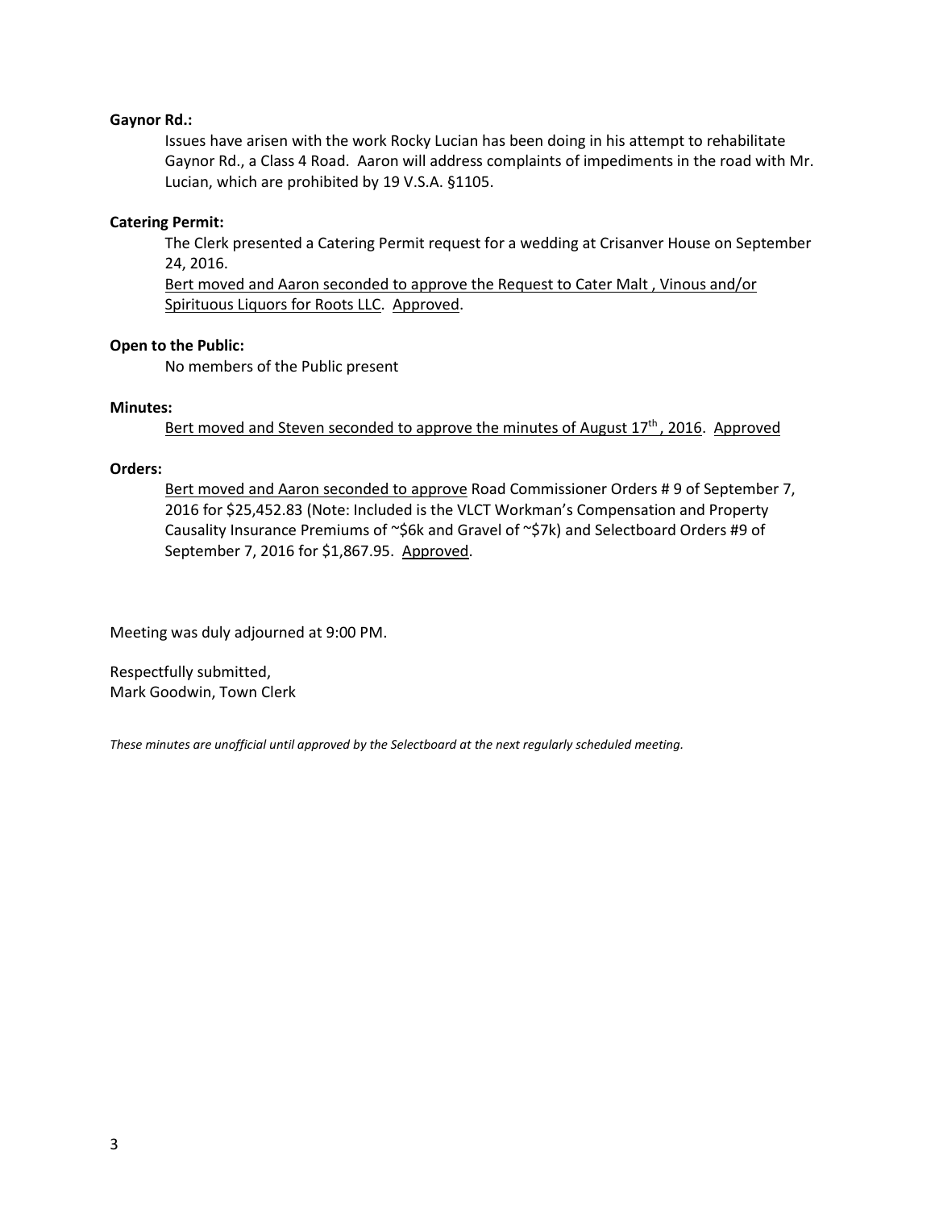**Gaynor Rd.:**

Issues have arisen with the work Rocky Lucian has been doing in his attempt to rehabilitate Gaynor Rd., a Class 4 Road. Aaron will address complaints of impediments in the road with Mr. Lucian, which are prohibited by 19 V.S.A. §1105.

**Catering Permit:**

The Clerk presented a Catering Permit request for a wedding at Crisanver House on September 24, 2016.

Bert moved and Aaron seconded to approve the Request to Cater Malt , Vinous and/or Spirituous Liquors for Roots LLC. Approved.

**Open to the Public:**

No members of the Public present

**Minutes:**

Bert moved and Steven seconded to approve the minutes of August 17th, 2016. Approved

**Orders:**

Bert moved and Aaron seconded to approve Road Commissioner Orders # 9 of September 7, 2016 for $25,452.83 (Note: Included is the VLCT Workman's Compensation and Property Causality Insurance Premiums of ~$6k and Gravel of ~$7k) and Selectboard Orders #9 of September 7, 2016 for $1,867.95. Approved.

Meeting was duly adjourned at 9:00 PM.

Respectfully submitted,
Mark Goodwin, Town Clerk

*These minutes are unofficial until approved by the Selectboard at the next regularly scheduled meeting.*